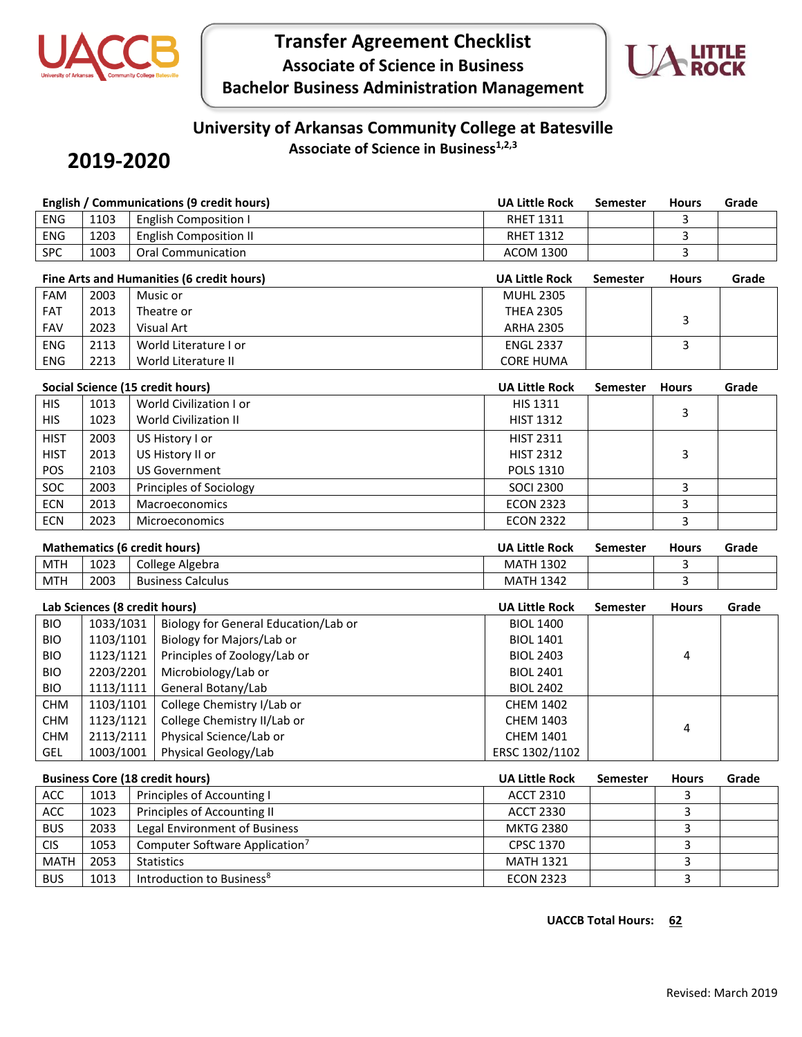# Transfer Agreement Checklist

## Associate of Science in Business

## Bachelor Business Administration Management

## University of Arkansas Community College at Batesville

### Associate of Science in Business[1,2,3]

## 2019-2020

| English / Communications (9 credit hours) | | | UA Little Rock | Semester | Hours | Grade |
|---|---|---|---|---|---|---|
| ENG | 1103 | English Composition I | RHET 1311 | | 3 | |
| ENG | 1203 | English Composition II | RHET 1312 | | 3 | |
| SPC | 1003 | Oral Communication | ACOM 1300 | | 3 | |

| Fine Arts and Humanities (6 credit hours) | | | UA Little Rock | Semester | Hours | Grade |
|---|---|---|---|---|---|---|
| FAM<br>FAT<br>FAV | 2003<br>2013<br>2023 | Music or<br>Theatre or<br>Visual Art | MUHL 2305<br>THEA 2305<br>ARHA 2305 | | 3 | |
| ENG<br>ENG | 2113<br>2213 | World Literature I or<br>World Literature II | ENGL 2337<br>CORE HUMA | | 3 | |

| Social Science (15 credit hours) | | | UA Little Rock | Semester | Hours | Grade |
|---|---|---|---|---|---|---|
| HIS<br>HIS | 1013<br>1023 | World Civilization I or<br>World Civilization II | HIS 1311<br>HIST 1312 | | 3 | |
| HIST<br>HIST<br>POS | 2003<br>2013<br>2103 | US History I or<br>US History II or<br>US Government | HIST 2311<br>HIST 2312<br>POLS 1310 | | 3 | |
| SOC | 2003 | Principles of Sociology | SOCI 2300 | | 3 | |
| ECN | 2013 | Macroeconomics | ECON 2323 | | 3 | |
| ECN | 2023 | Microeconomics | ECON 2322 | | 3 | |

| Mathematics (6 credit hours) | | | UA Little Rock | Semester | Hours | Grade |
|---|---|---|---|---|---|---|
| MTH | 1023 | College Algebra | MATH 1302 | | 3 | |
| MTH | 2003 | Business Calculus | MATH 1342 | | 3 | |

| Lab Sciences (8 credit hours) | | | UA Little Rock | Semester | Hours | Grade |
|---|---|---|---|---|---|---|
| BIO<br>BIO<br>BIO<br>BIO<br>BIO | 1033/1031<br>1103/1101<br>1123/1121<br>2203/2201<br>1113/1111 | Biology for General Education/Lab or<br>Biology for Majors/Lab or<br>Principles of Zoology/Lab or<br>Microbiology/Lab or<br>General Botany/Lab | BIOL 1400<br>BIOL 1401<br>BIOL 2403<br>BIOL 2401<br>BIOL 2402 | | 4 | |
| CHM<br>CHM<br>CHM<br>GEL | 1103/1101<br>1123/1121<br>2113/2111<br>1003/1001 | College Chemistry I/Lab or<br>College Chemistry II/Lab or<br>Physical Science/Lab or<br>Physical Geology/Lab | CHEM 1402<br>CHEM 1403<br>CHEM 1401<br>ERSC 1302/1102 | | 4 | |

| Business Core (18 credit hours) | | | UA Little Rock | Semester | Hours | Grade |
|---|---|---|---|---|---|---|
| ACC | 1013 | Principles of Accounting I | ACCT 2310 | | 3 | |
| ACC | 1023 | Principles of Accounting II | ACCT 2330 | | 3 | |
| BUS | 2033 | Legal Environment of Business | MKTG 2380 | | 3 | |
| CIS | 1053 | Computer Software Application[7] | CPSC 1370 | | 3 | |
| MATH | 2053 | Statistics | MATH 1321 | | 3 | |
| BUS | 1013 | Introduction to Business[8] | ECON 2323 | | 3 | |

**UACCB Total Hours:** **62**

Revised: March 2019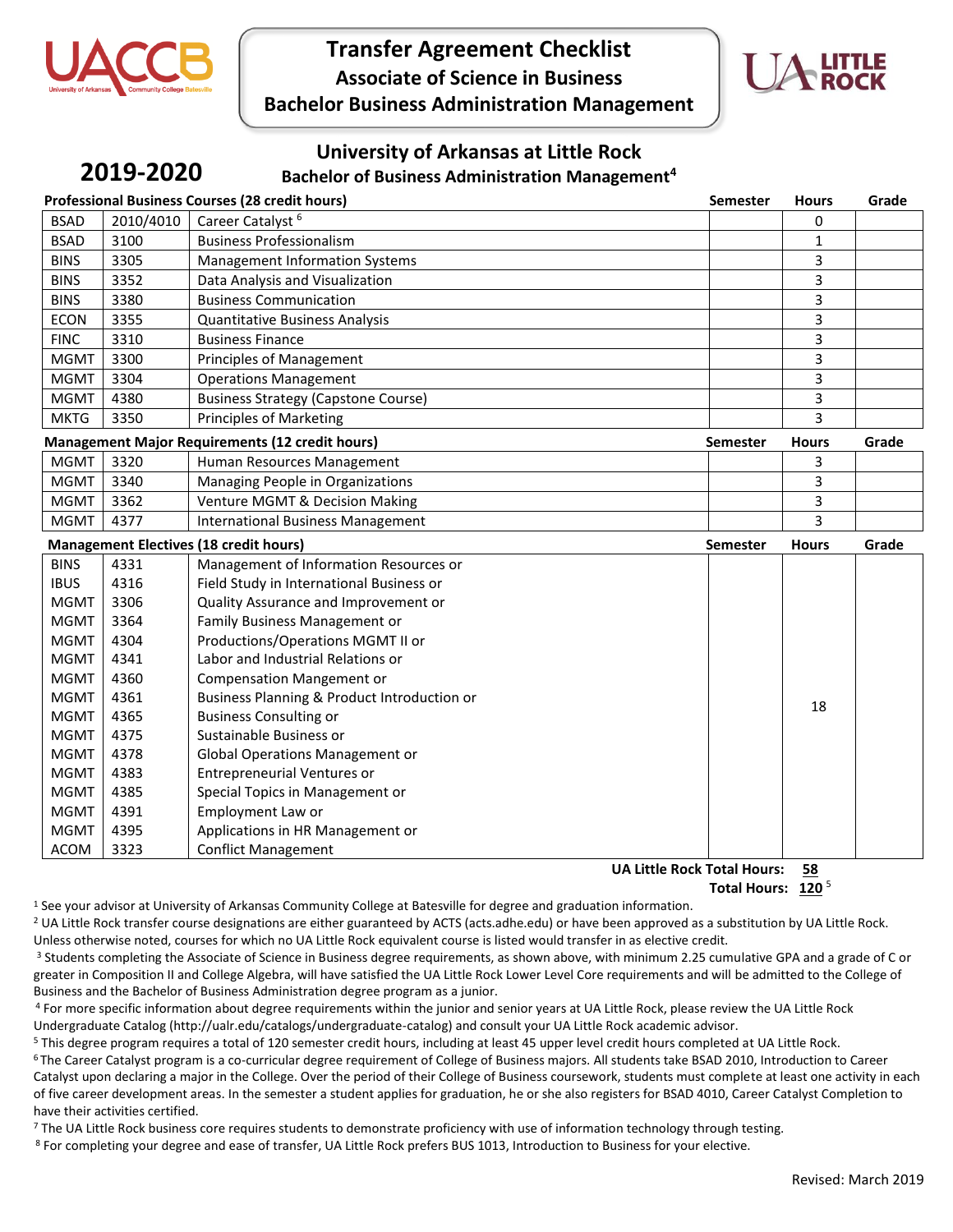# Transfer Agreement Checklist

## Associate of Science in Business

## Bachelor Business Administration Management

**2019-2020**

## University of Arkansas at Little Rock

### Bachelor of Business Administration Management[4]

| Professional Business Courses (28 credit hours) | | | Semester | Hours | Grade |
|---|---|---|---|---|---|
| BSAD | 2010/4010 | Career Catalyst [6] | | 0 | |
| BSAD | 3100 | Business Professionalism | | 1 | |
| BINS | 3305 | Management Information Systems | | 3 | |
| BINS | 3352 | Data Analysis and Visualization | | 3 | |
| BINS | 3380 | Business Communication | | 3 | |
| ECON | 3355 | Quantitative Business Analysis | | 3 | |
| FINC | 3310 | Business Finance | | 3 | |
| MGMT | 3300 | Principles of Management | | 3 | |
| MGMT | 3304 | Operations Management | | 3 | |
| MGMT | 4380 | Business Strategy (Capstone Course) | | 3 | |
| MKTG | 3350 | Principles of Marketing | | 3 | |

| Management Major Requirements (12 credit hours) | | | Semester | Hours | Grade |
|---|---|---|---|---|---|
| MGMT | 3320 | Human Resources Management | | 3 | |
| MGMT | 3340 | Managing People in Organizations | | 3 | |
| MGMT | 3362 | Venture MGMT & Decision Making | | 3 | |
| MGMT | 4377 | International Business Management | | 3 | |

| Management Electives (18 credit hours) | | | Semester | Hours | Grade |
|---|---|---|---|---|---|
| BINS | 4331 | Management of Information Resources or | | 18 | |
| IBUS | 4316 | Field Study in International Business or | | | |
| MGMT | 3306 | Quality Assurance and Improvement or | | | |
| MGMT | 3364 | Family Business Management or | | | |
| MGMT | 4304 | Productions/Operations MGMT II or | | | |
| MGMT | 4341 | Labor and Industrial Relations or | | | |
| MGMT | 4360 | Compensation Mangement or | | | |
| MGMT | 4361 | Business Planning & Product Introduction or | | | |
| MGMT | 4365 | Business Consulting or | | | |
| MGMT | 4375 | Sustainable Business or | | | |
| MGMT | 4378 | Global Operations Management or | | | |
| MGMT | 4383 | Entrepreneurial Ventures or | | | |
| MGMT | 4385 | Special Topics in Management or | | | |
| MGMT | 4391 | Employment Law or | | | |
| MGMT | 4395 | Applications in HR Management or | | | |
| ACOM | 3323 | Conflict Management | | | |

**UA Little Rock Total Hours: 58**

**Total Hours: 120** [5]

[1] See your advisor at University of Arkansas Community College at Batesville for degree and graduation information.

[2] UA Little Rock transfer course designations are either guaranteed by ACTS (acts.adhe.edu) or have been approved as a substitution by UA Little Rock. Unless otherwise noted, courses for which no UA Little Rock equivalent course is listed would transfer in as elective credit.

[3] Students completing the Associate of Science in Business degree requirements, as shown above, with minimum 2.25 cumulative GPA and a grade of C or greater in Composition II and College Algebra, will have satisfied the UA Little Rock Lower Level Core requirements and will be admitted to the College of Business and the Bachelor of Business Administration degree program as a junior.

[4] For more specific information about degree requirements within the junior and senior years at UA Little Rock, please review the UA Little Rock Undergraduate Catalog (http://ualr.edu/catalogs/undergraduate-catalog) and consult your UA Little Rock academic advisor.

[5] This degree program requires a total of 120 semester credit hours, including at least 45 upper level credit hours completed at UA Little Rock.

[6] The Career Catalyst program is a co-curricular degree requirement of College of Business majors. All students take BSAD 2010, Introduction to Career Catalyst upon declaring a major in the College. Over the period of their College of Business coursework, students must complete at least one activity in each of five career development areas. In the semester a student applies for graduation, he or she also registers for BSAD 4010, Career Catalyst Completion to have their activities certified.

[7] The UA Little Rock business core requires students to demonstrate proficiency with use of information technology through testing.

[8] For completing your degree and ease of transfer, UA Little Rock prefers BUS 1013, Introduction to Business for your elective.

Revised: March 2019